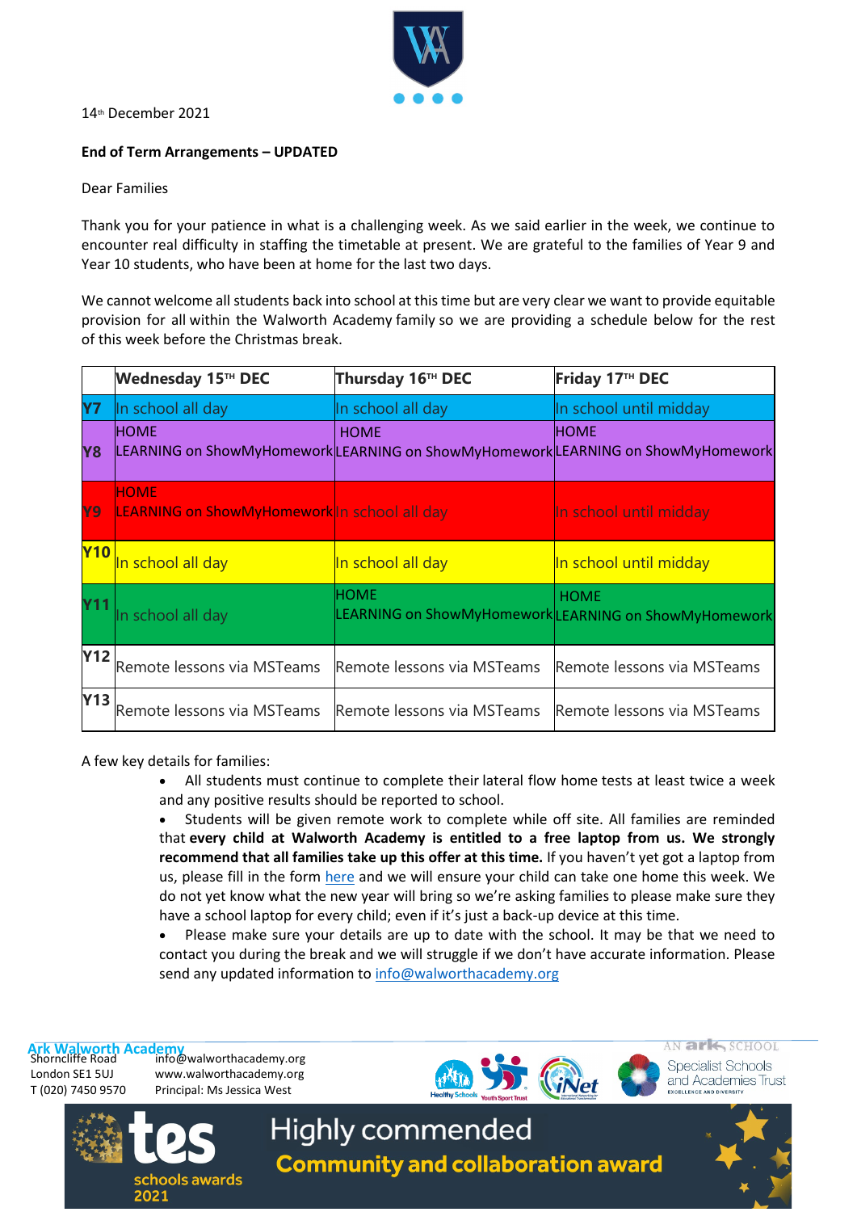14th December 2021

**End of Term Arrangements – UPDATED**

Dear Families

Thank you for your patience in what is a challenging week. As we said earlier in the week, we continue to encounter real difficulty in staffing the timetable at present. We are grateful to the families of Year 9 and Year 10 students, who have been at home for the last two days.

We cannot welcome all students back into school at this time but are very clear we want to provide equitable provision for all within the Walworth Academy family so we are providing a schedule below for the rest of this week before the Christmas break.

| | Wednesday 15TH DEC | Thursday 16TH DEC | Friday 17TH DEC |
|---|---|---|---|
| Y7 | In school all day | In school all day | In school until midday |
| Y8 | HOME LEARNING on ShowMyHomework | HOME LEARNING on ShowMyHomework | HOME LEARNING on ShowMyHomework |
| Y9 | HOME LEARNING on ShowMyHomework | In school all day | In school until midday |
| Y10 | In school all day | In school all day | In school until midday |
| Y11 | In school all day | HOME LEARNING on ShowMyHomework | HOME LEARNING on ShowMyHomework |
| Y12 | Remote lessons via MSTeams | Remote lessons via MSTeams | Remote lessons via MSTeams |
| Y13 | Remote lessons via MSTeams | Remote lessons via MSTeams | Remote lessons via MSTeams |

A few key details for families:

- All students must continue to complete their lateral flow home tests at least twice a week and any positive results should be reported to school.
- Students will be given remote work to complete while off site. All families are reminded that **every child at Walworth Academy is entitled to a free laptop from us. We strongly recommend that all families take up this offer at this time.** If you haven't yet got a laptop from us, please fill in the form here and we will ensure your child can take one home this week. We do not yet know what the new year will bring so we're asking families to please make sure they have a school laptop for every child; even if it's just a back-up device at this time.
- Please make sure your details are up to date with the school. It may be that we need to contact you during the break and we will struggle if we don't have accurate information. Please send any updated information to info@walworthacademy.org

**Ark Walworth Academy**
Shorncliffe Road
London SE1 5UJ
T (020) 7450 9570

info@walworthacademy.org
www.walworthacademy.org
Principal: Ms Jessica West

AN ark SCHOOL

Specialist Schools and Academies Trust

tes schools awards 2021 — Highly commended Community and collaboration award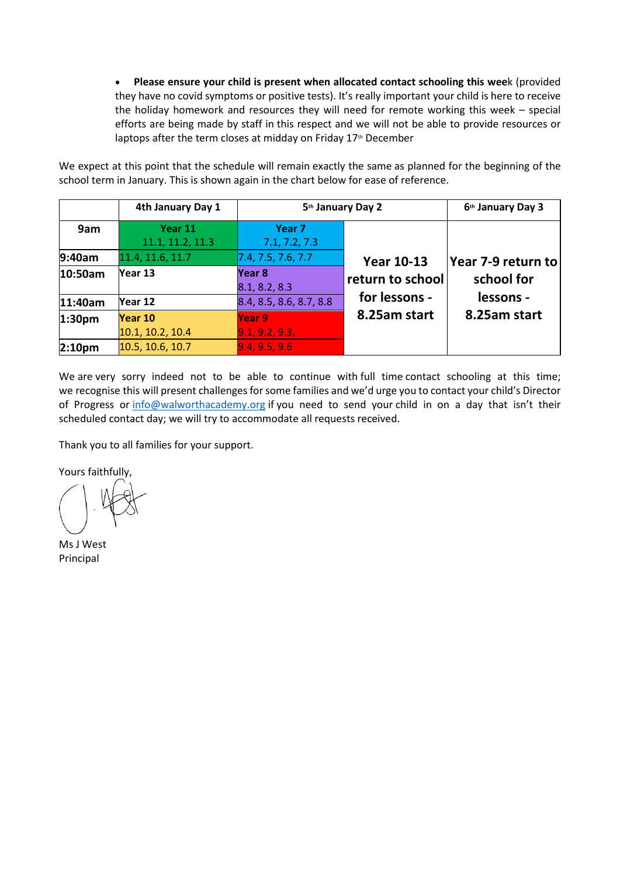- **Please ensure your child is present when allocated contact schooling this wee**k (provided they have no covid symptoms or positive tests). It's really important your child is here to receive the holiday homework and resources they will need for remote working this week – special efforts are being made by staff in this respect and we will not be able to provide resources or laptops after the term closes at midday on Friday 17th December

We expect at this point that the schedule will remain exactly the same as planned for the beginning of the school term in January. This is shown again in the chart below for ease of reference.

| | 4th January Day 1 | 5th January Day 2 | | 6th January Day 3 |
|---|---|---|---|---|
| 9am | Year 11<br>11.1, 11.2, 11.3 | Year 7<br>7.1, 7.2, 7.3 | Year 10-13 return to school for lessons - 8.25am start | Year 7-9 return to school for lessons - 8.25am start |
| 9:40am | 11.4, 11.6, 11.7 | 7.4, 7.5, 7.6, 7.7 | | |
| 10:50am | Year 13 | Year 8<br>8.1, 8.2, 8.3 | | |
| 11:40am | Year 12 | 8.4, 8.5, 8.6, 8.7, 8.8 | | |
| 1:30pm | Year 10<br>10.1, 10.2, 10.4 | Year 9<br>9.1, 9.2, 9.3, | | |
| 2:10pm | 10.5, 10.6, 10.7 | 9.4, 9.5, 9.6 | | |

We are very sorry indeed not to be able to continue with full time contact schooling at this time; we recognise this will present challenges for some families and we'd urge you to contact your child's Director of Progress or info@walworthacademy.org if you need to send your child in on a day that isn't their scheduled contact day; we will try to accommodate all requests received.

Thank you to all families for your support.

Yours faithfully,

Ms J West
Principal